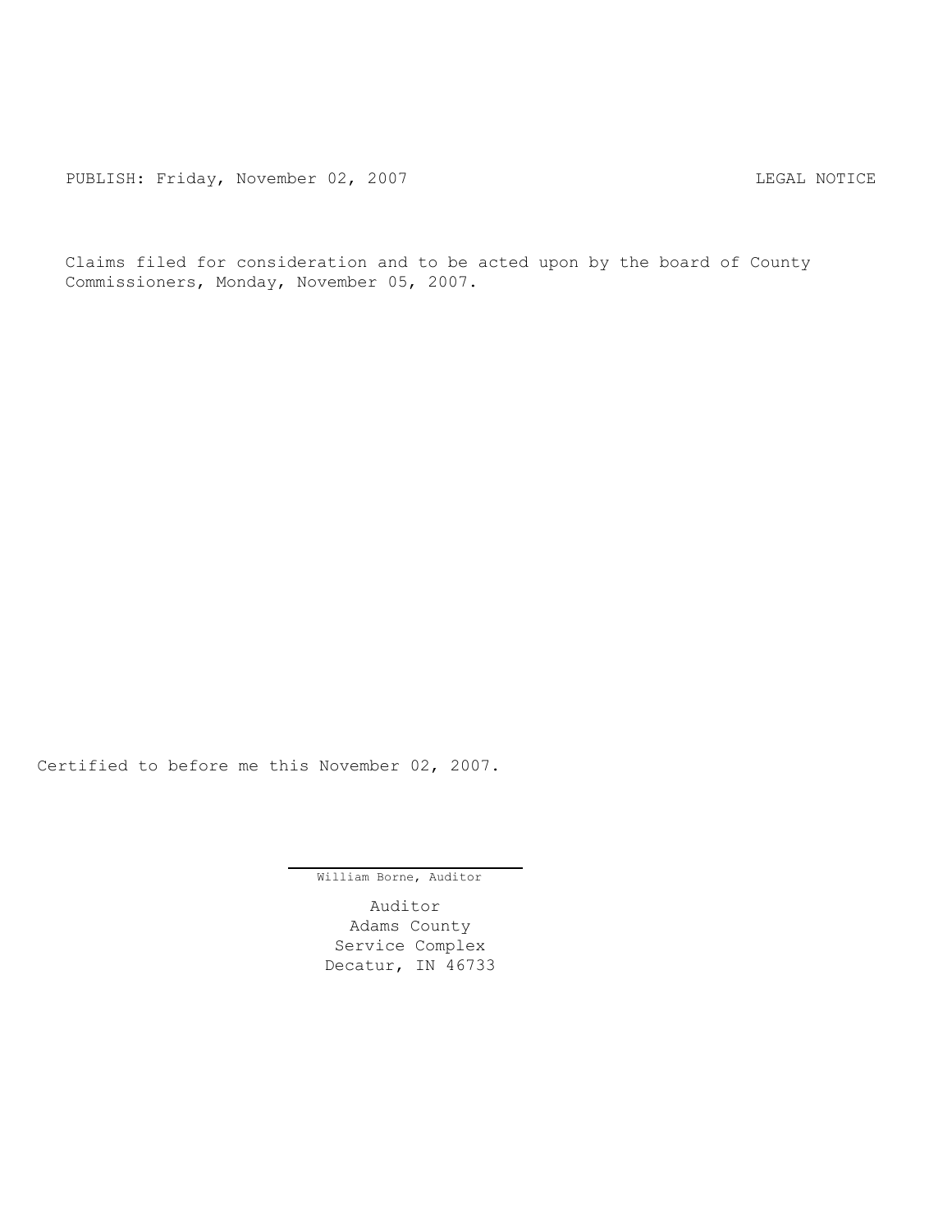PUBLISH: Friday, November 02, 2007 LEGAL NOTICE

Claims filed for consideration and to be acted upon by the board of County Commissioners, Monday, November 05, 2007.

Certified to before me this November 02, 2007.

William Borne, Auditor

Auditor
Adams County
Service Complex
Decatur, IN 46733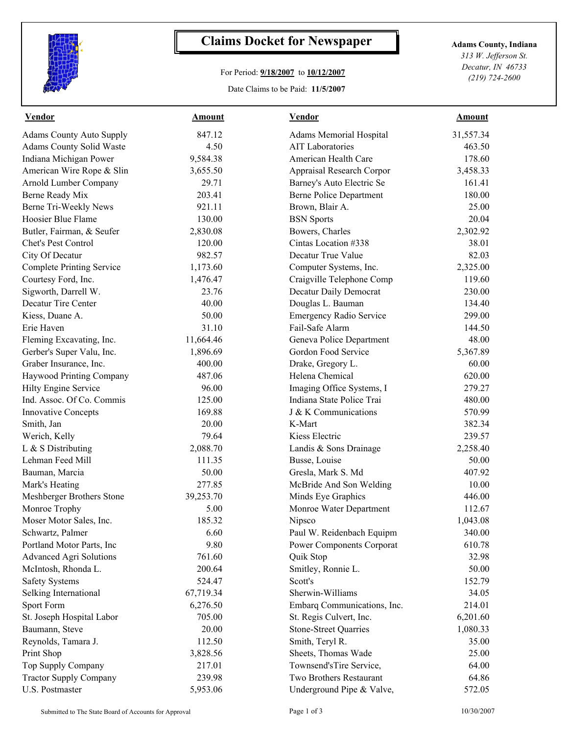# Claims Docket for Newspaper

For Period: **9/18/2007** to **10/12/2007**

Date Claims to be Paid: **11/5/2007**

**Adams County, Indiana**
*313 W. Jefferson St.*
*Decatur, IN 46733*
*(219) 724-2600*

| Vendor | Amount | Vendor | Amount |
|---|---|---|---|
| Adams County Auto Supply | 847.12 | Adams Memorial Hospital | 31,557.34 |
| Adams County Solid Waste | 4.50 | AIT Laboratories | 463.50 |
| Indiana Michigan Power | 9,584.38 | American Health Care | 178.60 |
| American Wire Rope & Slin | 3,655.50 | Appraisal Research Corpor | 3,458.33 |
| Arnold Lumber Company | 29.71 | Barney's Auto Electric Se | 161.41 |
| Berne Ready Mix | 203.41 | Berne Police Department | 180.00 |
| Berne Tri-Weekly News | 921.11 | Brown, Blair A. | 25.00 |
| Hoosier Blue Flame | 130.00 | BSN Sports | 20.04 |
| Butler, Fairman, & Seufer | 2,830.08 | Bowers, Charles | 2,302.92 |
| Chet's Pest Control | 120.00 | Cintas Location #338 | 38.01 |
| City Of Decatur | 982.57 | Decatur True Value | 82.03 |
| Complete Printing Service | 1,173.60 | Computer Systems, Inc. | 2,325.00 |
| Courtesy Ford, Inc. | 1,476.47 | Craigville Telephone Comp | 119.60 |
| Sigworth, Darrell W. | 23.76 | Decatur Daily Democrat | 230.00 |
| Decatur Tire Center | 40.00 | Douglas L. Bauman | 134.40 |
| Kiess, Duane A. | 50.00 | Emergency Radio Service | 299.00 |
| Erie Haven | 31.10 | Fail-Safe Alarm | 144.50 |
| Fleming Excavating, Inc. | 11,664.46 | Geneva Police Department | 48.00 |
| Gerber's Super Valu, Inc. | 1,896.69 | Gordon Food Service | 5,367.89 |
| Graber Insurance, Inc. | 400.00 | Drake, Gregory L. | 60.00 |
| Haywood Printing Company | 487.06 | Helena Chemical | 620.00 |
| Hilty Engine Service | 96.00 | Imaging Office Systems, I | 279.27 |
| Ind. Assoc. Of Co. Commis | 125.00 | Indiana State Police Trai | 480.00 |
| Innovative Concepts | 169.88 | J & K Communications | 570.99 |
| Smith, Jan | 20.00 | K-Mart | 382.34 |
| Werich, Kelly | 79.64 | Kiess Electric | 239.57 |
| L & S Distributing | 2,088.70 | Landis & Sons Drainage | 2,258.40 |
| Lehman Feed Mill | 111.35 | Busse, Louise | 50.00 |
| Bauman, Marcia | 50.00 | Gresla, Mark S. Md | 407.92 |
| Mark's Heating | 277.85 | McBride And Son Welding | 10.00 |
| Meshberger Brothers Stone | 39,253.70 | Minds Eye Graphics | 446.00 |
| Monroe Trophy | 5.00 | Monroe Water Department | 112.67 |
| Moser Motor Sales, Inc. | 185.32 | Nipsco | 1,043.08 |
| Schwartz, Palmer | 6.60 | Paul W. Reidenbach Equipm | 340.00 |
| Portland Motor Parts, Inc | 9.80 | Power Components Corporat | 610.78 |
| Advanced Agri Solutions | 761.60 | Quik Stop | 32.98 |
| McIntosh, Rhonda L. | 200.64 | Smitley, Ronnie L. | 50.00 |
| Safety Systems | 524.47 | Scott's | 152.79 |
| Selking International | 67,719.34 | Sherwin-Williams | 34.05 |
| Sport Form | 6,276.50 | Embarq Communications, Inc. | 214.01 |
| St. Joseph Hospital Labor | 705.00 | St. Regis Culvert, Inc. | 6,201.60 |
| Baumann, Steve | 20.00 | Stone-Street Quarries | 1,080.33 |
| Reynolds, Tamara J. | 112.50 | Smith, Teryl R. | 35.00 |
| Print Shop | 3,828.56 | Sheets, Thomas Wade | 25.00 |
| Top Supply Company | 217.01 | Townsend'sTire Service, | 64.00 |
| Tractor Supply Company | 239.98 | Two Brothers Restaurant | 64.86 |
| U.S. Postmaster | 5,953.06 | Underground Pipe & Valve, | 572.05 |

Submitted to The State Board of Accounts for Approval

10/30/2007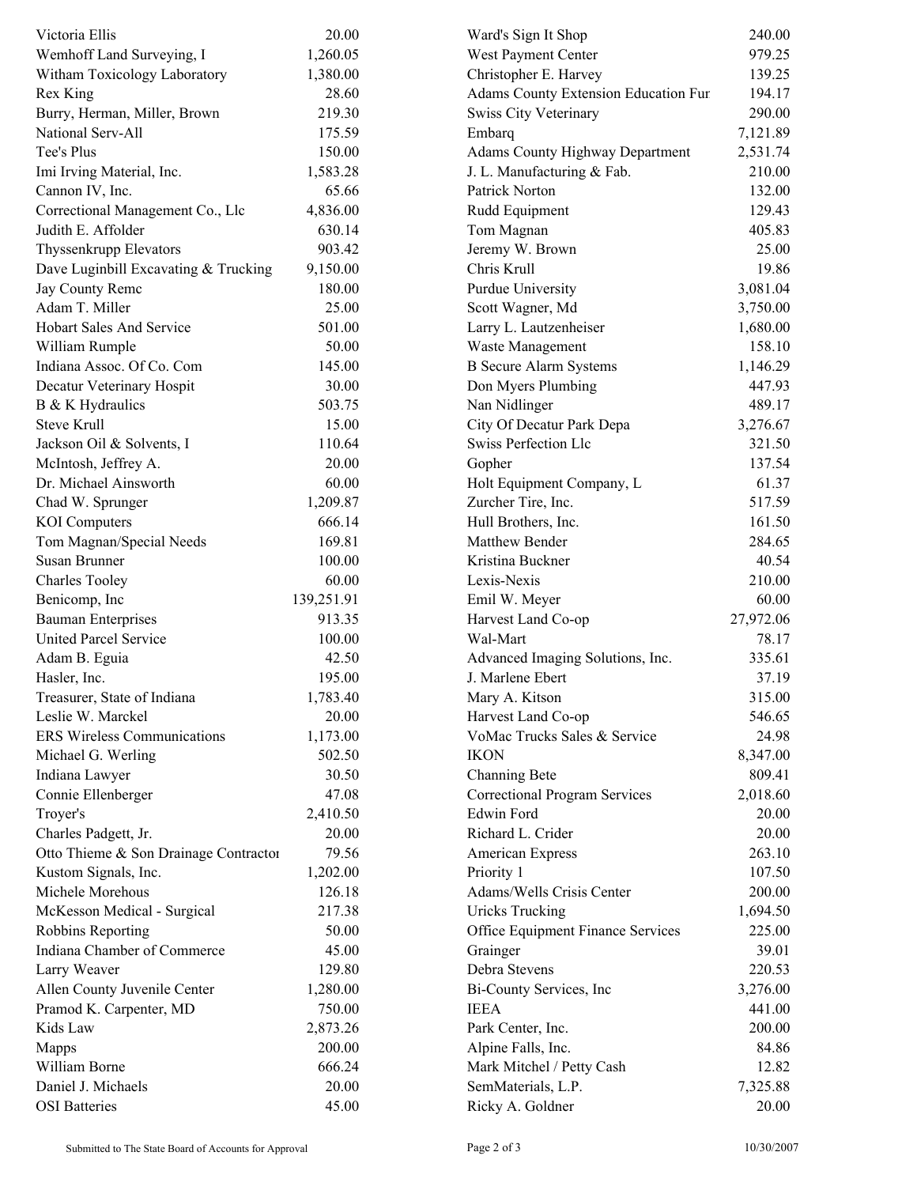| | |
|---|---|
| Victoria Ellis | 20.00 |
| Wemhoff Land Surveying, I | 1,260.05 |
| Witham Toxicology Laboratory | 1,380.00 |
| Rex King | 28.60 |
| Burry, Herman, Miller, Brown | 219.30 |
| National Serv-All | 175.59 |
| Tee's Plus | 150.00 |
| Imi Irving Material, Inc. | 1,583.28 |
| Cannon IV, Inc. | 65.66 |
| Correctional Management Co., Llc | 4,836.00 |
| Judith E. Affolder | 630.14 |
| Thyssenkrupp Elevators | 903.42 |
| Dave Luginbill Excavating & Trucking | 9,150.00 |
| Jay County Remc | 180.00 |
| Adam T. Miller | 25.00 |
| Hobart Sales And Service | 501.00 |
| William Rumple | 50.00 |
| Indiana Assoc. Of Co. Com | 145.00 |
| Decatur Veterinary Hospit | 30.00 |
| B & K Hydraulics | 503.75 |
| Steve Krull | 15.00 |
| Jackson Oil & Solvents, I | 110.64 |
| McIntosh, Jeffrey A. | 20.00 |
| Dr. Michael Ainsworth | 60.00 |
| Chad W. Sprunger | 1,209.87 |
| KOI Computers | 666.14 |
| Tom Magnan/Special Needs | 169.81 |
| Susan Brunner | 100.00 |
| Charles Tooley | 60.00 |
| Benicomp, Inc | 139,251.91 |
| Bauman Enterprises | 913.35 |
| United Parcel Service | 100.00 |
| Adam B. Eguia | 42.50 |
| Hasler, Inc. | 195.00 |
| Treasurer, State of Indiana | 1,783.40 |
| Leslie W. Marckel | 20.00 |
| ERS Wireless Communications | 1,173.00 |
| Michael G. Werling | 502.50 |
| Indiana Lawyer | 30.50 |
| Connie Ellenberger | 47.08 |
| Troyer's | 2,410.50 |
| Charles Padgett, Jr. | 20.00 |
| Otto Thieme & Son Drainage Contractor | 79.56 |
| Kustom Signals, Inc. | 1,202.00 |
| Michele Morehous | 126.18 |
| McKesson Medical - Surgical | 217.38 |
| Robbins Reporting | 50.00 |
| Indiana Chamber of Commerce | 45.00 |
| Larry Weaver | 129.80 |
| Allen County Juvenile Center | 1,280.00 |
| Pramod K. Carpenter, MD | 750.00 |
| Kids Law | 2,873.26 |
| Mapps | 200.00 |
| William Borne | 666.24 |
| Daniel J. Michaels | 20.00 |
| OSI Batteries | 45.00 |
| Ward's Sign It Shop | 240.00 |
| West Payment Center | 979.25 |
| Christopher E. Harvey | 139.25 |
| Adams County Extension Education Fur | 194.17 |
| Swiss City Veterinary | 290.00 |
| Embarq | 7,121.89 |
| Adams County Highway Department | 2,531.74 |
| J. L. Manufacturing & Fab. | 210.00 |
| Patrick Norton | 132.00 |
| Rudd Equipment | 129.43 |
| Tom Magnan | 405.83 |
| Jeremy W. Brown | 25.00 |
| Chris Krull | 19.86 |
| Purdue University | 3,081.04 |
| Scott Wagner, Md | 3,750.00 |
| Larry L. Lautzenheiser | 1,680.00 |
| Waste Management | 158.10 |
| B Secure Alarm Systems | 1,146.29 |
| Don Myers Plumbing | 447.93 |
| Nan Nidlinger | 489.17 |
| City Of Decatur Park Depa | 3,276.67 |
| Swiss Perfection Llc | 321.50 |
| Gopher | 137.54 |
| Holt Equipment Company, L | 61.37 |
| Zurcher Tire, Inc. | 517.59 |
| Hull Brothers, Inc. | 161.50 |
| Matthew Bender | 284.65 |
| Kristina Buckner | 40.54 |
| Lexis-Nexis | 210.00 |
| Emil W. Meyer | 60.00 |
| Harvest Land Co-op | 27,972.06 |
| Wal-Mart | 78.17 |
| Advanced Imaging Solutions, Inc. | 335.61 |
| J. Marlene Ebert | 37.19 |
| Mary A. Kitson | 315.00 |
| Harvest Land Co-op | 546.65 |
| VoMac Trucks Sales & Service | 24.98 |
| IKON | 8,347.00 |
| Channing Bete | 809.41 |
| Correctional Program Services | 2,018.60 |
| Edwin Ford | 20.00 |
| Richard L. Crider | 20.00 |
| American Express | 263.10 |
| Priority 1 | 107.50 |
| Adams/Wells Crisis Center | 200.00 |
| Uricks Trucking | 1,694.50 |
| Office Equipment Finance Services | 225.00 |
| Grainger | 39.01 |
| Debra Stevens | 220.53 |
| Bi-County Services, Inc | 3,276.00 |
| IEEA | 441.00 |
| Park Center, Inc. | 200.00 |
| Alpine Falls, Inc. | 84.86 |
| Mark Mitchel / Petty Cash | 12.82 |
| SemMaterials, L.P. | 7,325.88 |
| Ricky A. Goldner | 20.00 |

Submitted to The State Board of Accounts for Approval 10/30/2007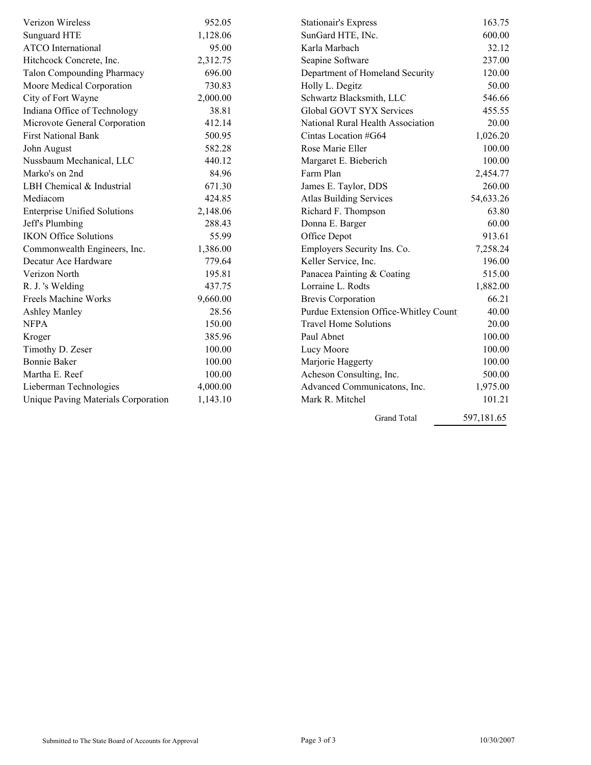| | | | |
|---|---|---|---|
| Verizon Wireless | 952.05 | Stationair's Express | 163.75 |
| Sunguard HTE | 1,128.06 | SunGard HTE, INc. | 600.00 |
| ATCO International | 95.00 | Karla Marbach | 32.12 |
| Hitchcock Concrete, Inc. | 2,312.75 | Seapine Software | 237.00 |
| Talon Compounding Pharmacy | 696.00 | Department of Homeland Security | 120.00 |
| Moore Medical Corporation | 730.83 | Holly L. Degitz | 50.00 |
| City of Fort Wayne | 2,000.00 | Schwartz Blacksmith, LLC | 546.66 |
| Indiana Office of Technology | 38.81 | Global GOVT SYX Services | 455.55 |
| Microvote General Corporation | 412.14 | National Rural Health Association | 20.00 |
| First National Bank | 500.95 | Cintas Location #G64 | 1,026.20 |
| John August | 582.28 | Rose Marie Eller | 100.00 |
| Nussbaum Mechanical, LLC | 440.12 | Margaret E. Bieberich | 100.00 |
| Marko's on 2nd | 84.96 | Farm Plan | 2,454.77 |
| LBH Chemical & Industrial | 671.30 | James E. Taylor, DDS | 260.00 |
| Mediacom | 424.85 | Atlas Building Services | 54,633.26 |
| Enterprise Unified Solutions | 2,148.06 | Richard F. Thompson | 63.80 |
| Jeff's Plumbing | 288.43 | Donna E. Barger | 60.00 |
| IKON Office Solutions | 55.99 | Office Depot | 913.61 |
| Commonwealth Engineers, Inc. | 1,386.00 | Employers Security Ins. Co. | 7,258.24 |
| Decatur Ace Hardware | 779.64 | Keller Service, Inc. | 196.00 |
| Verizon North | 195.81 | Panacea Painting & Coating | 515.00 |
| R. J. 's Welding | 437.75 | Lorraine L. Rodts | 1,882.00 |
| Freels Machine Works | 9,660.00 | Brevis Corporation | 66.21 |
| Ashley Manley | 28.56 | Purdue Extension Office-Whitley Count | 40.00 |
| NFPA | 150.00 | Travel Home Solutions | 20.00 |
| Kroger | 385.96 | Paul Abnet | 100.00 |
| Timothy D. Zeser | 100.00 | Lucy Moore | 100.00 |
| Bonnie Baker | 100.00 | Marjorie Haggerty | 100.00 |
| Martha E. Reef | 100.00 | Acheson Consulting, Inc. | 500.00 |
| Lieberman Technologies | 4,000.00 | Advanced Communicatons, Inc. | 1,975.00 |
| Unique Paving Materials Corporation | 1,143.10 | Mark R. Mitchel | 101.21 |
| | | Grand Total | 597,181.65 |

Submitted to The State Board of Accounts for Approval

10/30/2007